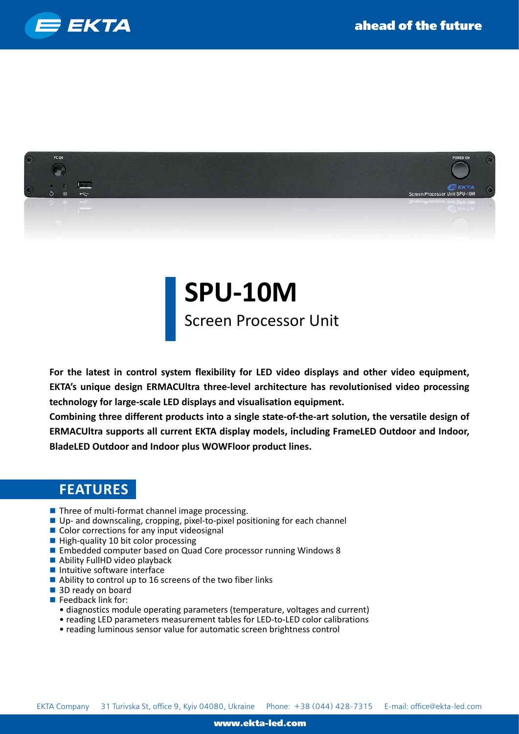# SPU-10M

## Screen Processor Unit

**For the latest in control system flexibility for LED video displays and other video equipment, EKTA's unique design ERMACUltra three-level architecture has revolutionised video processing technology for large-scale LED displays and visualisation equipment.**

**Combining three different products into a single state-of-the-art solution, the versatile design of ERMACUltra supports all current EKTA display models, including FrameLED Outdoor and Indoor, BladeLED Outdoor and Indoor plus WOWFloor product lines.**

## FEATURES

- Three of multi-format channel image processing.
- Up- and downscaling, cropping, pixel-to-pixel positioning for each channel
- Color corrections for any input videosignal
- High-quality 10 bit color processing
- Embedded computer based on Quad Core processor running Windows 8
- Ability FullHD video playback
- Intuitive software interface
- Ability to control up to 16 screens of the two fiber links
- 3D ready on board
- Feedback link for:
  - diagnostics module operating parameters (temperature, voltages and current)
  - reading LED parameters measurement tables for LED-to-LED color calibrations
  - reading luminous sensor value for automatic screen brightness control

EKTA Company 31 Turivska St, office 9, Kyiv 04080, Ukraine Phone: +38 (044) 428-7315 E-mail: office@ekta-led.com

www.ekta-led.com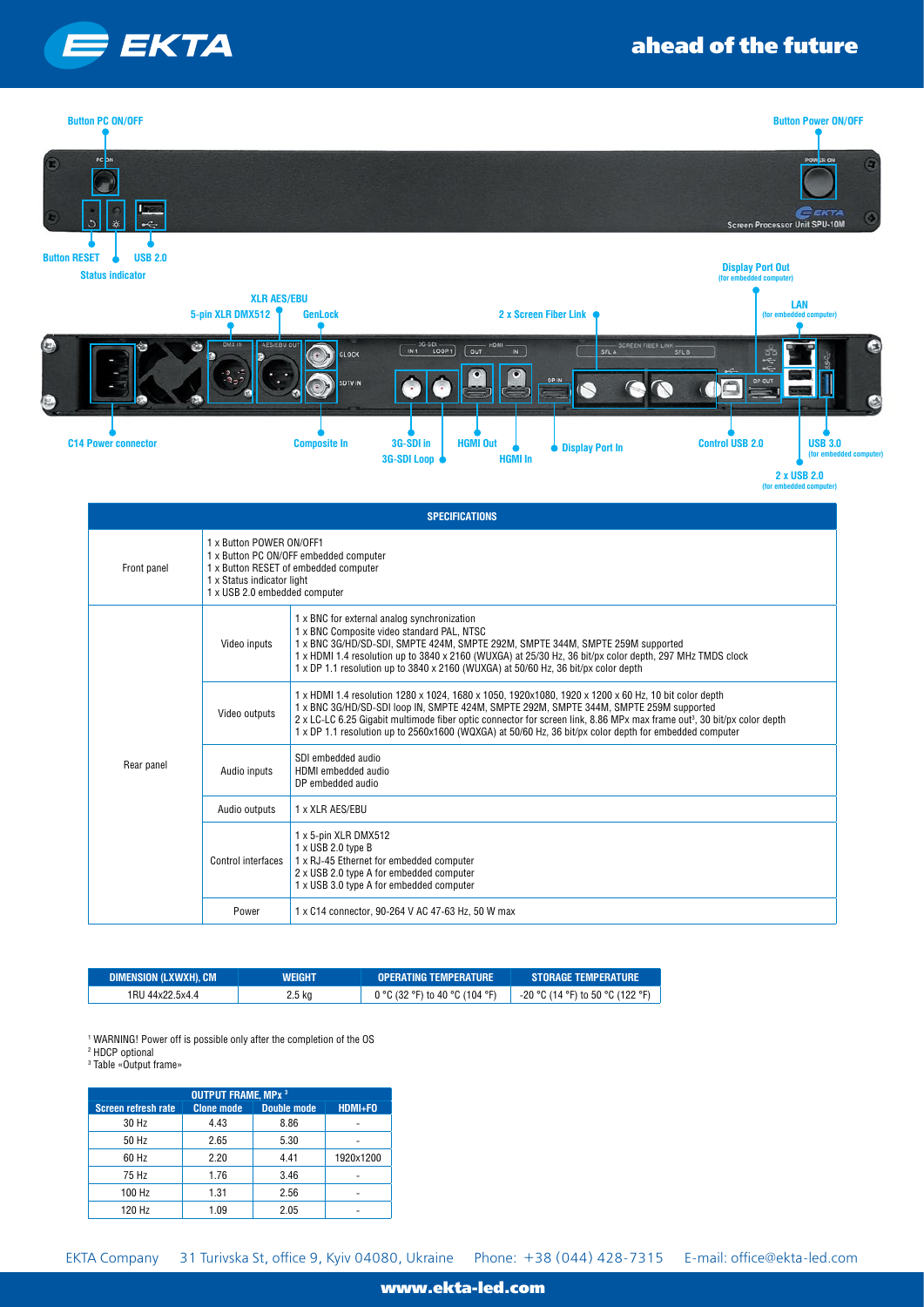ahead of the future

Button PC ON/OFF

Button Power ON/OFF

Button RESET

USB 2.0

Status indicator

Display Port Out
(for embedded computer)

XLR AES/EBU

5-pin XLR DMX512

GenLock

2 x Screen Fiber Link

LAN
(for embedded computer)

C14 Power connector

Composite In

3G-SDI In

3G-SDI Loop

HGMI Out

HGMI In

Display Port In

Control USB 2.0

USB 3.0
(for embedded computer)

2 x USB 2.0
(for embedded computer)

| SPECIFICATIONS | | |
|---|---|---|
| Front panel | | 1 x Button POWER ON/OFF1<br>1 x Button PC ON/OFF embedded computer<br>1 x Button RESET of embedded computer<br>1 x Status indicator light<br>1 x USB 2.0 embedded computer |
| Rear panel | Video inputs | 1 x BNC for external analog synchronization<br>1 x BNC Composite video standard PAL, NTSC<br>1 x BNC 3G/HD/SD-SDI, SMPTE 424M, SMPTE 292M, SMPTE 344M, SMPTE 259M supported<br>1 x HDMI 1.4 resolution up to 3840 x 2160 (WUXGA) at 25/30 Hz, 36 bit/px color depth, 297 MHz TMDS clock<br>1 x DP 1.1 resolution up to 3840 x 2160 (WUXGA) at 50/60 Hz, 36 bit/px color depth |
| | Video outputs | 1 x HDMI 1.4 resolution 1280 x 1024, 1680 x 1050, 1920x1080, 1920 x 1200 x 60 Hz, 10 bit color depth<br>1 x BNC 3G/HD/SD-SDI loop IN, SMPTE 424M, SMPTE 292M, SMPTE 344M, SMPTE 259M supported<br>2 x LC-LC 6.25 Gigabit multimode fiber optic connector for screen link, 8.86 MPx max frame out[3], 30 bit/px color depth<br>1 x DP 1.1 resolution up to 2560x1600 (WQXGA) at 50/60 Hz, 36 bit/px color depth for embedded computer |
| | Audio inputs | SDI embedded audio<br>HDMI embedded audio<br>DP embedded audio |
| | Audio outputs | 1 x XLR AES/EBU |
| | Control interfaces | 1 x 5-pin XLR DMX512<br>1 x USB 2.0 type B<br>1 x RJ-45 Ethernet for embedded computer<br>2 x USB 2.0 type A for embedded computer<br>1 x USB 3.0 type A for embedded computer |
| | Power | 1 x C14 connector, 90-264 V AC 47-63 Hz, 50 W max |

| DIMENSION (LXWXH), CM | WEIGHT | OPERATING TEMPERATURE | STORAGE TEMPERATURE |
|---|---|---|---|
| 1RU 44x22.5x4.4 | 2.5 kg | 0 °C (32 °F) to 40 °C (104 °F) | -20 °C (14 °F) to 50 °C (122 °F) |

[1] WARNING! Power off is possible only after the completion of the OS
[2] HDCP optional
[3] Table «Output frame»

| OUTPUT FRAME, MPx [3] | | | |
|---|---|---|---|
| Screen refresh rate | Clone mode | Double mode | HDMI+FO |
| 30 Hz | 4.43 | 8.86 | - |
| 50 Hz | 2.65 | 5.30 | - |
| 60 Hz | 2.20 | 4.41 | 1920x1200 |
| 75 Hz | 1.76 | 3.46 | - |
| 100 Hz | 1.31 | 2.56 | - |
| 120 Hz | 1.09 | 2.05 | - |

EKTA Company 31 Turivska St, office 9, Kyiv 04080, Ukraine Phone: +38 (044) 428-7315 E-mail: office@ekta-led.com

www.ekta-led.com